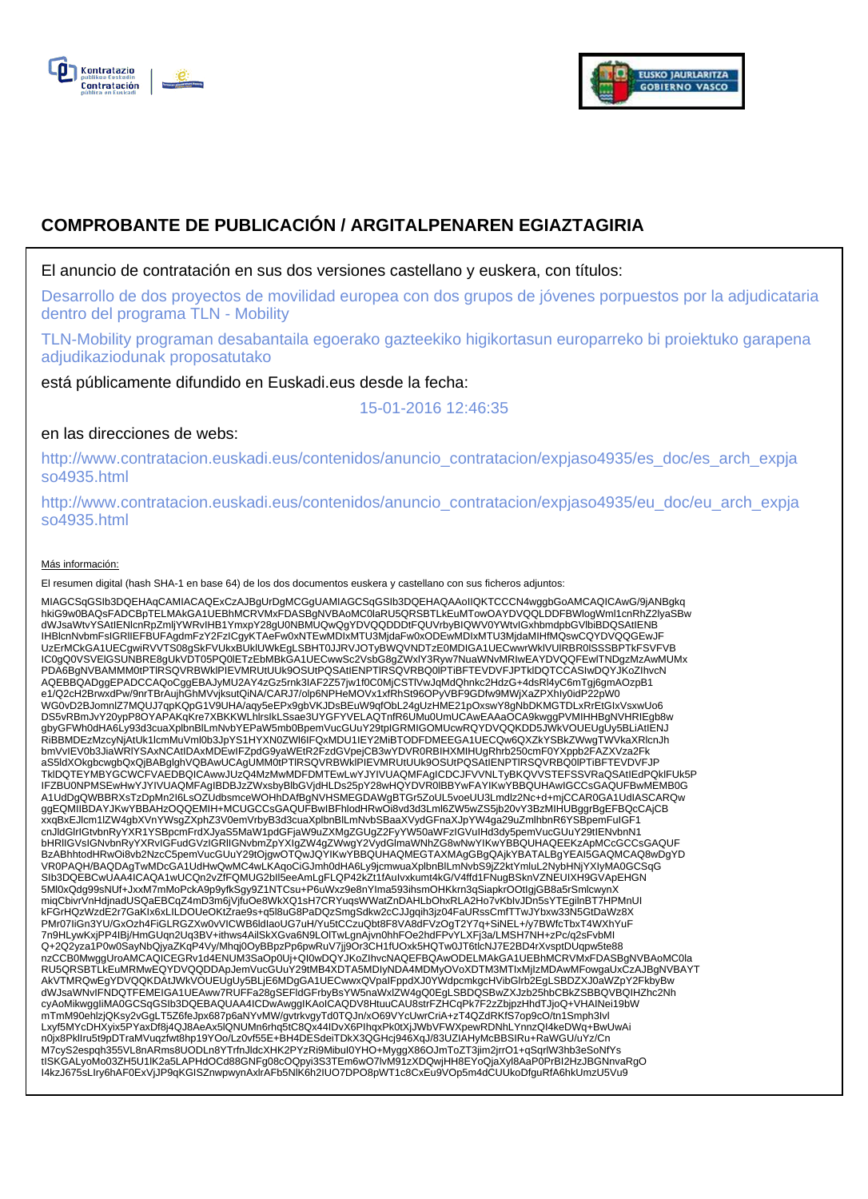# COMPROBANTE DE PUBLICACIÓN / ARGITALPENAREN EGIAZTAGIRIA

El anuncio de contratación en sus dos versiones castellano y euskera, con títulos:

Desarrollo de dos proyectos de movilidad europea con dos grupos de jóvenes porpuestos por la adjudicataria dentro del programa TLN - Mobility

TLN-Mobility programan desabantaila egoerako gazteekiko higikortasun europarreko bi proiektuko garapena adjudikaziodunak proposatutako

está públicamente difundido en Euskadi.eus desde la fecha:

15-01-2016 12:46:35

en las direcciones de webs:

http://www.contratacion.euskadi.eus/contenidos/anuncio_contratacion/expjaso4935/es_doc/es_arch_expjaso4935.html

http://www.contratacion.euskadi.eus/contenidos/anuncio_contratacion/expjaso4935/eu_doc/eu_arch_expjaso4935.html

Más información:

El resumen digital (hash SHA-1 en base 64) de los dos documentos euskera y castellano con sus ficheros adjuntos:

MIAGCSqGSIb3DQEHAqCAMIACAQExCzAJBgUrDgMCGgUAMIAGCSqGSIb3DQEHAQAAoIIQKTCCCN4wggbGoAMCAQICAwG/9jANBgkqhkiG9w0BAQsFADCBpTELMAkGA1UEBhMCRVMxFDASBgNVBAoMC0laRU5QRSBTLkEuMTowOAYDVQQLDDFBWlogWml1cnRhZ2lyaSBwdWJsaWtvYSAtIENlcnRpZmljYWRvIHB1YmxpY28gU0NBMUQwQgYDVQQDDDtFQUVrbyBIQWV0YWtvIGxhbmdpbGVlbiBDQSAtIENBIHBlcnNvbmFsIGRlIEFBUFAgdmFzY2FzIChgYKTAeFw0xNTEwMDIxMTU3MjdaFw0xODEwMDIxMTU3MjdaMIHfMQswCQYDVQQGEwJFUzErMCkGA1UECgwiRVVTS08gSkFVUkxBUklUWkEgLSBHT0JJRVJOTyBWQVNDTzE0MDIGA1UECwwrWklVUlRBR0lSSSBPTkFSVFVBIC0gQ0VSVElGSUNBRE8gUkVDT05PQ0lETzEbMBkGA1UECwwSc2VsbG8gZWxlY3Ryw7NuaWNvMRIwEAYDVQQFEwlTNDgzMzAwMUMxPDA6BgNVBAMMM0tPTlRSQVRBWklPIEVMRUtUUk9OSUtPQSAtIENPTlRSQVRBQ0lPTiBFTEVDVFJPTklDQTCCASIwDQYJKoZIhvcNAQEBBQADggEPADCCAQoCggEBAJyMU2AY4zGz5rnk3IAF2Z57jw1f0C0MjCSTlVwJqMdQhnkc2HdzG+4dsRl4yC6mTgj6gmAOzpB1e1/Q2cH2BrwxdPw/9nrTBrAujhGhMVvjksutQiNA/CARJ7/olp6NPHeMOVx1xfRhSt96OPyVBF9GDfw9MWjXaZPXhly0idP22pW0WG0vD2BJomnlZ7MQUJ7qpKQpG1V9UHA/aqy5eEPx9gbVKJDsBEuW9qfObL24gUzHME21pOxswY8gNbDKMGTDLxRrEtGlxVsxwUo6DS5vRBmJvY20ypP8OYAPAKqKre7XBKKWLhlrsIkLSsae3UYGFYVELAQTnfR6UMu0UmUCAwEAAaOCA9kwggPVMIHHBgNVHRIEgb8wgbyGFWh0dHA6Ly93d3cuaXplbnBlLmNvbYEPaW5mb0BpemVucGUuY29tpIGRMIGOMUcwRQYDVQQKDD5JWkVOUEUgUy5BLiAtIENJRiBBMDEzMzcyNjAtUk1lcmMuVml0b3JpYS1HYXN0ZWl6IFQxMDU1IEY2MiBTODFDMEEGA1UECQw6QXZkYSBkZWwgTWVkaXRlcnJhbmVvIEV0b3JiaWRlYSAxNCAtIDAxMDEwIFZpdG9yaWEtR2FzdGVpejCB3wYDVR0RBIHXMIHUgRhrb250cmF0YXppb2FAZXVza2FkaS5ldXOkgbcwgbQxQjBABglghVQBAwUCAgUMM0tPTlRSQVRBWklPIEVMRUtUUk9OSUtPQSAtIENPTlRSQVRBQ0lPTiBFTEVDVFJPTklDQTEYMBYGCWCFVAEDBQICAwwJUzQ4MzMwMDFDMTEwLwYJYIVUAQMFAgICDCJFVVNLTyBKQVVSTEFSSVRaQSAtIEdPQklFUk5PIFZBU0NPMSEwHwYJYIVUAQMFAgIBDBJzZWxsbyBlbGVjdHLDs25pY28wHQYDVR0lBBYwFAYIKwYBBQUHAwIGCCsGAQUFBwMEMB0GA1UdDgQWBBRXsTzDpMn2I6LsOZUdbsmceWOHhDAfBgNVHSMEGDAWgBTGr5ZoUL5voeUU3Lmdlz2Nc+d+mjCCAR0GA1UdIASCARQwggEQMIIBDAYJKwYBBAHzOQQEMIH+MCUGCCsGAQUFBwIBFhlodHRwOi8vd3d3Lml6ZW5wZS5jb20vY3BzMIHUBggrBgEFBQcCAjCBxxqBxEJlcm1lZW4gbXVnYWsgZXphZ3V0emVrbyB3d3cuaXplbnBlLmNvbSBaaXVydGFnaXJpYW4ga29uZmlhbnR6YSBpemFuIGF1cnJldGlrIGtvbnRyYXR1YSBpcmFrdXJyaS5MaW1pdGFjaW9uZXMgZGUgZ2FyYW50aWFzIGVuIHd3dy5pemVucGUuY29tIENvbnN1bHRlIGVsIGNvbnRyYXRvIGFudGVzIGRlIGNvbmZpYXIgZW4gZWwgY2VydGlmaWNhZG8wNwYIKwYBBQUHAQEEKzApMCcGCCsGAQUFBzABhhtodHRwOi8vb2NzcC5pemVucGUuY29tOjgwOTQwYIKwYBBQUHAQMEGTAXMAgGBgQAjkYBATALBgYEAI5GAQMCAQ8wDgYDVR0PAQH/BAQDAgTwMDcGA1UdHwQwMC4wLKAqoCiGJmh0dHA6Ly9jcmwuaXplbnBlLmNvbS9jZ2ktYmluL2NybHNjYXlyMA0GCSqGSIb3DQEBCwUAA4ICAQA1wUCQn2vZfFQMUG2bIl5eeAmLgFLQP42kZt1fAuIvxkumt4kG/V4ffd1FNugBSknVZNEUIXH9GVApEHGN5Ml0xQdg99sNUf+JxxM7mMoPckA9p9yfkSgy9Z1NTCsu+P6uWxz9e8nYIma593ihsmOHKkrn3qSiapkrOOtlgjGB8a5rSmlcwynXmiqCbivrYnHdjnadUSQaEBCqZ4mD3m6jVjfuOe8WkXQ1sH7CRYuqsWWatZnDAHLbOhxRLA2Ho7vKblvJDn5sYTEgilnBT7HPMnUIkFGrHQzWzdE2r7GaKIx6xLILDOUeOKtZrae9s+q5l8uG8PaDQzSmgSdkw2cCJJgqih3jz04FaURssCmfTTwJYbxw33N5GtDaWz8XPMr07IiGn3YU/GxOzh4FiGLRGZXw0vVICWB6ldIaoUG7uH/Yu5tCCzuQbt8F8VA8dFVzOgT2Y7q+SiNEL+/y7BWfcTbxT4WXhYuF7n9HLywKxjPP4IBj/HmGUqn2Uq3BV+ithws4AilSkXGva6N9LOlTwLgnAjvn0hhFOe2hdFPvYLXFj3a/LMSH7NH+zPc/q2sFvbMIQ+2Q2yza1P0w0SayNbQjyaZKqP4Vy/Mhqj0OyBBpzPp6pwRuV7jj9Or3CH1fUOxk5HQTw0JT6tlcNJ7E2BD4rXvsptDUqpw5te88nzCCB0MwggUroAMCAQICEGRv1d4ENUM3SaOp0Uj+QI0wDQYJKoZIhvcNAQEFBQAwODELMAkGA1UEBhMCRVMxFDASBgNVBAoMC0laRU5QRSBTLkEuMRMwEQYDVQQDDApJemVucGUuY29tMB4XDTA5MDIyNDA4MDMyOVoXDTM3MTIxMjIzMDAwMFowgaUxCzAJBgNVBAYTAkVTMRQwEgYDVQQKDAtJWkVOUEUgUy5BLjE6MDgGA1UECwwxQVpaIFppdXJ0YWdpcmkgcHVibGlrb2EgLSBDZXJ0aWZpY2FkbyBwdWJsaWNvIFNDQTFEMEIGA1UEAww7RUFFa28gSEFldGFrbyBsYW5naWxlZW4gQ0EgLSBDQSBwZXJzb25hbCBkZSBBQVBQIHZhc2NhcyAoMikwggIiMA0GCSqGSIb3DQEBAQUAA4ICDwAwggIKAoICAQDV8HtuuCAU8strFZHCqPk7F2zZbjpzHhdTJjoQ+VHAlNei19bWmTmM90ehlzjQKsy2vGgLT5Z6feJpx687p6aNYvMW/gvtrkvgyTd0TQJn/xO69VYcUwrCriA+zT4QZdRKfS7op9cO/tn1Smph3IvlLxyf5MYcDHXyix5PYaxDf8j4QJ8AeAx5lQNUMn6rhq5tC8Qx44IDvX6PIhqxPk0tXjJWbVFWXpewRDNhLYnnzQl4keDWq+BwUwAin0jx8PklIru5t9pDTraMVuqzfwt8hp19YOo/Lz0vf55E+BH4DESdeiTDkX3QGHcj946XqJ/83UZIAHyMcBBSlRu+RaWGU/uYz/CnM7cyS2espqh355VL8nARms8UODLn8YTrfnJldcXHK2PYzRi9Mibul0YHO+MyggX86OJmToZT3jim2jrrO1+qSqrlW3hb3eSoNfYstlSKGALyoMo03ZH5U1lK2a5LAPHdOCd88GNFg08cOQpyi3S3TEm6wO7lvM91zXDQwjHH8EYoQjaXyl8AaP0PrBI2HzJBGNnvaRgOI4kzJ675sLIry6hAF0ExVjJP9qKGISZnwpwynAxlrAFb5NlK6h2IUO7DPO8pWT1c8CxEu9VOp5m4dCUUkoDfguRfA6hkUmzU5Vu9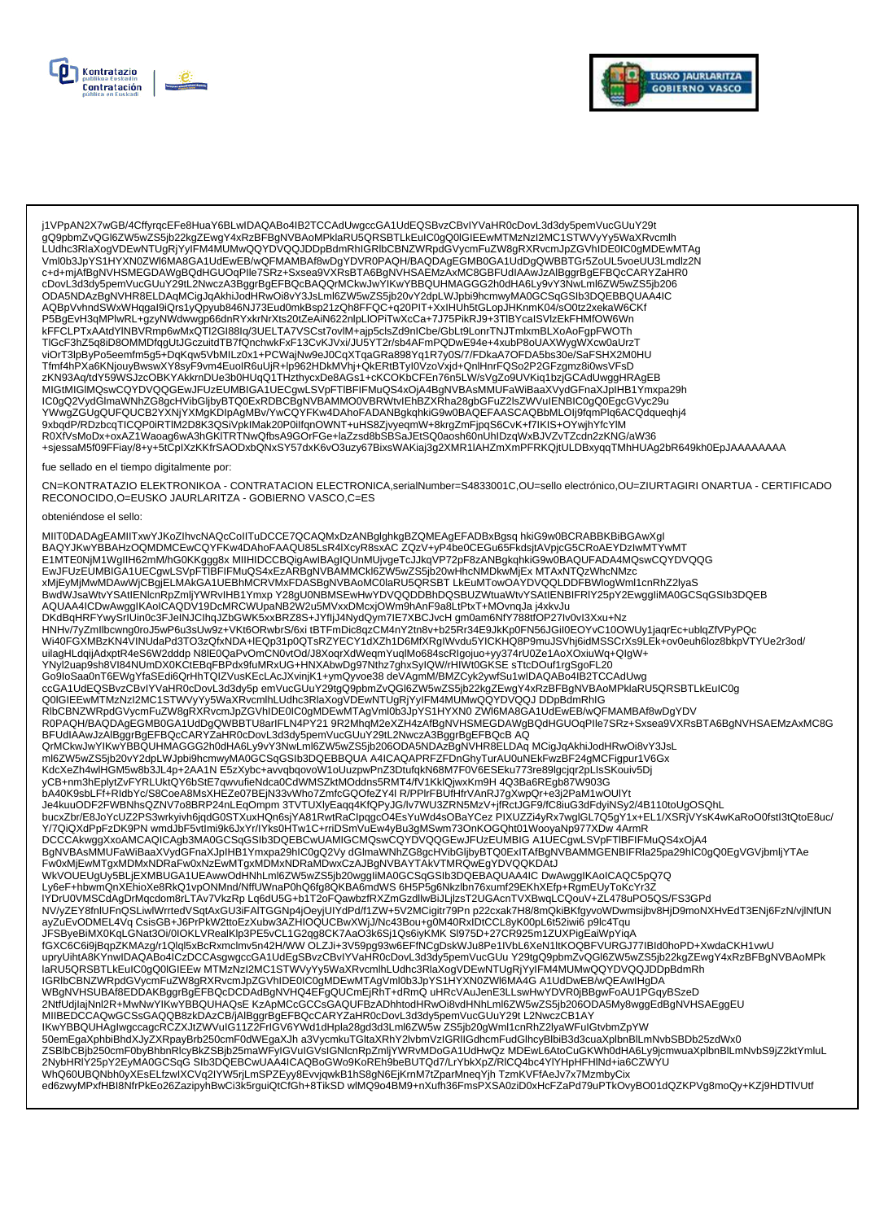j1VPpAN2X7wGB/4CffyrqcEFe8HuaY6BLwIDAQABo4IB2TCCAdUwgccGA1UdEQSBvzCBvIYVaHR0cDovL3d3dy5pemVucGUuY29t
gQ9pbmZvQGl6ZW5wZS5jb22kgZEwgY4xRzBFBgNVBAoMPklaRU5QRSBTLkEuIC0gQ0lGIEEwMTMzNzI2MC1STWVyYy5WaXRvcmlh
LUdhc3RlaXogVDEwNTUgRjYyIFM4MUMwQQYDVQQJDDpBdmRhIGRlbCBNZWRpdGVycmFuZW8gRXRvcmJpZGVhIDE0IC0gMDEwMTAg
Vml0b3JpYS1HYXN0ZWl6MA8GA1UdEwEB/wQFMAMBAf8wDgYDVR0PAQH/BAQDAgEGMB0GA1UdDgQWBBTGr5ZoUL5voeUU3Lmdlz2N
c+d+mjAfBgNVHSMEGDAWgBQdHGUOqPIle7SRz+Sxsea9VXRsBTA6BgNVHSAEMzAxMC8GBFUdIAAwJzAlBggrBgEFBQcCARYZaHR0
cDovL3d3dy5pemVucGUuY29tL2NwczA3BggrBgEFBQcBAQQrMCkwJwYIKwYBBQUHMAGGG2h0dHA6Ly9vY3NwLml6ZW5wZS5jb206
ODA5NDAzBgNVHR8ELDAqMCigJqAkhiJodHRwOi8vY3JsLml6ZW5wZS5jb20vY2dpLWJpbi9hcmwyMA0GCSqGSIb3DQEBBQUAA4IC
AQBpVvhndSWxWHqgal9iQrs1yQpyub846NJ73Eud0mkBsp21zQh8FFQC+q20PIT+XxIHUh5tGLopJHKnmK04/sO0tz2xekaW6CKf
P5BgEvH3qMPlwRL+gzyNWdwwgp66dnRYxkrNrXts20tZeAiN622nlpLIOPiTwXcCa+7J75PikRJ9+3TlBYcalSVlzEkFHMfOW6Wn
kFFCLPTxAAtdYlNBVRmp6wMxQTI2GI88Iq/3UELTA7VSCst7ovIM+ajp5cIsZd9nICbe/GbLt9LonrTNJTmlxmBLXoAoFgpFWOTh
TlGcF3hZ5q8iD8OMMDfqgUtJGczuitdTB7fQnchwkFxF13CvKJVxi/JU5YT2r/sb4AFmPQDwE94e+4xubP8oUAXWygWXcw0aUrzT
viOrT3lpByPo5eemfm5g5+DqKqw5VbMILz0x1+PCWajNw9eJ0CqXTqaGRa898Yq1R7y0S/7/FDkaA7OFDA5bs30e/SaFSHX2M0HU
Tfmf4hPXa6KNjouyBwswXY8syF9vm4EuolR6uUjR+lp962HDkMVhj+QkERtBTyl0VzoVxjd+QnlHnrFQSo2P2GFzgmz8i0wsVFsD
zKN93Aq/tdY59WSJzcOBKYAkkrnDUe3b0HUqQ1THzthycxDe8AGs1+cKCOKbCFEn76n5LW/sVgZo9UVKiq1bzjGCAdUwggHRAgEB
MIGtMIGlMQswCQYDVQQGEwJFUzEUMBIGA1UECgwLSVpFTlBFIFMuQS4xOjA4BgNVBAsMMUFaWiBaaXVydGFnaXJpIHB1Ymxpa29h
IC0gQ2VydGlmaWNhZG8gcHVibGljbyBTQ0ExRDBCBgNVBAMMO0VBRWtvIEhBZXRha28gbGFuZ2lsZWVuIENBIC0gQ0EgcGVyc29u
YWwgZGUgQUFQUCB2YXNjYXMgKDIpAgMBv/YwCQYFKw4DAhoFADANBgkqhkiG9w0BAQEFAASCAQBbMLOlj9fqmPlq6ACQdqueqhj4
9xbqdP/RDzbcqTICQP0iRTlM2D8K3QSiVpklMak20P0ilfqnOWNT+uHS8ZjvyeqmW+8krgZmFjpqS6CvK+f7IKIS+OYwjhYfcYlM
R0XfVsMoDx+oxAZ1Waoag6wA3hGKlTRTNwQfbsA9GOrFGe+laZzsd8bSBSaJEtSQ0aosh60nUhlDzqWxBJVZvTZcdn2zKNG/aW36
+sjessaM5f09FFiay/8+y+5tCpIXzKKfrSAODxbQNxSY57dxK6vO3uzy67BixsWAKiaj3g2XMR1lAHZmXmPFRKQjtULDBxyqqTMhHUAg2bR649kh0EpJAAAAAAAA

fue sellado en el tiempo digitalmente por:

CN=KONTRATAZIO ELEKTRONIKOA - CONTRATACION ELECTRONICA,serialNumber=S4833001C,OU=sello electrónico,OU=ZIURTAGIRI ONARTUA - CERTIFICADO RECONOCIDO,O=EUSKO JAURLARITZA - GOBIERNO VASCO,C=ES

obteniéndose el sello:

MIIT0DADAgEAMIITxwYJKoZIhvcNAQcCoIITuDCCE7QCAQMxDzANBglghkgBZQMEAgEFADBxBgsq hkiG9w0BCRABBKBiBGAwXgI
BAQYJKwYBBAHzOQMDMCEwCQYFKw4DAhoFAAQU85LsR4IXcyR8sxAC ZQzV+yP4be0CEGu65FkdsjtAVpjcG5CRoAEYDzIwMTYwMT
E1MTE0NjM1WgIIH62mM/hG0KKggg8x MIIHDCCBQigAwIBAgIQUnMUjvgeTcJJkqVP72pF8zANBgkqhkiG9w0BAQUFADA4MQswCQYDVQQG
EwJFUzEUMBIGA1UECgwLSVpFTlBFIFMuQS4xEzARBgNVBAMMCkl6ZW5wZS5jb20wHhcNMDkwMjEx MTAxNTQzWhcNMzc
xMjEyMjMwMDAwWjCBgjELMAkGA1UEBhMCRVMxFDASBgNVBAoMC0laRU5QRSBT LkEuMTowOAYDVQQLDDFBWlogWml1cnRhZ2lyaS
BwdWJsaWtvYSAtIENlcnRpZmljYWRvIHB1Ymxp Y28gU0NBMSEwHwYDVQQDDBhDQSBUZWtuaWtvYSAtIENBIFRlY25pY2EwggIiMA0GCSqGSIb3DQEB
AQUAA4ICDwAwggIKAoICAQDV19DcMRCWUpaNB2W2u5MVxxDMcxjOWm9hAnF9a8LtPtxT+MOvnqJa j4xkvJu
DKdBqHRFYwySrlUin0c3FJeINJClhqJZbGWK5xxBRZ8S+JYfljJ4NydQym7IE7XBCJvcH gm0am6NfY788tfOP27Iv0vI3Xxu+Nz
HNHv/7yZmIlbcwng0roJ5wP6u3sUw9z+VKt6ORwbrS/6xi tBTFmDic8qzCM4nY2tn8v+b25Rr34E9JkKp0FN56JGiI0EOYvC10OWUy1jaqrEc+ublqZfVPyPQc
Wi40FGXMBzKN4VINUdaPd3TO3zQfxNDA+lEQp31p0QTsRZYECY1dXZh1D6MfXRglWvdu5YICKHQ8P9muJSVhj6idMSSCrXs9LEk+ov0euh6loz8bkpVTYUe2r3od/
uilagHLdqijAdxptR4eS6W2dddp N8lE0QaPvOmCN0vtOd/J8XoqrXdWeqmYuqlMo684scRIgojuo+yy374rU0Ze1AoXOxiuWq+QIgW+
YNyl2uap9sh8Vl84NUmDX0KCtEBqFBPdx9fuMRxUG+HNXAbwDg97Nthz7ghxSyIQW/rHIWt0GKSE sTtcDOuf1rgSgoFL20
Go9IoSaa0nT6EWgYfaSEdi6QrHhTQIZVusKEcLAcJXvinjK1+ymQyvoe38 deVAgmM/BMZCyk2ywfSu1wIDAQABo4IB2TCCAdUwg
ccGA1UdEQSBvzCBvIYVaHR0cDovL3d3dy5pemVucGUuY29tgQ9pbmZvQGl6ZW5wZS5jb22kgZEwgY4xRzBFBgNVBAoMPklaRU5QRSBTLkEuIC0g
Q0lGIEEwMTMzNzI2MC1STWVyYy5WaXRvcmlhLUdhc3RlaXogVDEwNTUgRjYyIFM4MUMwQQYDVQQJ DDpBdmRhIG
RlbCBNZWRpdGVycmFuZW8gRXRvcmJpZGVhIDE0IC0gMDEwMTAgVml0b3JpYS1HYXN0 ZWl6MA8GA1UdEwEB/wQFMAMBAf8wDgYDV
R0PAQH/BAQDAgEGMB0GA1UdDgQWBBTU8arIFLN4PY21 9R2MhqM2eXZH4zAfBgNVHSMEGDAWgBQdHGUOqPIle7SRz+Sxsea9VXRsBTA6BgNVHSAEMzAxMC8G
BFUdIAAwJzAlBggrBgEFBQcCARYZaHR0cDovL3d3dy5pemVucGUuY29tL2NwczA3BggrBgEFBQcB AQ
QrMCkwJwYIKwYBBQUHMAGGG2h0dHA6Ly9vY3NwLml6ZW5wZS5jb206ODA5NDAzBgNVHR8ELDAq MCigJqAkhiJodHRwOi8vY3JsL
ml6ZW5wZS5jb20vY2dpLWJpbi9hcmwyMA0GCSqGSIb3DQEBBQUA A4ICAQAPRFZFDnGhyTurAU0uNEkFwzBF24gMCFigpur1V6Gx
KdcXeZh4wlHGM5w8b3JL4p+2AA1N E5zXybc+avvqbqovoW1oUuzpwPnZ3DtufqkN68M7F0V6ESEku773re89lgcjqr2pLlsSKouiv5Dj
yCB+nm3hEplytZvFYRLUktQY6bStE7qwvufieNdca0CdWMSZktMOddns5RMT4/fV1KklQjwxKm9H 4Q3Ba6REgb87W903G
bA40K9sbLFf+RIdbYc/S8CoeA8MsXHEZe07BEjN33vWho7ZmfcGQOfeZY4I R/PPlrFBUfHfrVAnRJ7gXwpQr+e3j2PaM1wOUlYt
Je4kuuODF2FWBNhsQZNV7o8BRP24nLEqOmpm 3TVTUXlyEaqq4KfQPyJG/lv7WU3ZRN5MzV+jfRctJGF9/fC8iuG3dFdyiNSy2/4B110toUgOSQhL
bucxZbr/E8JoYcUZ2PS3wrkyivh6jqdG0STXuxHQn6sjYA81RwtRaClpqgcO4EsYuWd4sOBaYCez PIXUZZi4yRx7wgIGL7Q5gY1x+EL1/XSRjVYsK4wKaRoO0fstI3tQtoE8uc/
Y/7QiQXdPpFzDK9PN wmdJbF5vtlmi9k6JxYr/IYks0HTw1C+rriDSmVuEw4yBu3gMSwm73OnKOGQht01WooyaNp977XDw 4ArmR
DCCCAkwggXxoAMCAQICAgb3MA0GCSqGSIb3DQEBCwUAMIGCMQswCQYDVQQGEwJFUzEUMBIG A1UECgwLSVpFTlBFIFMuQS4xOjA4
BgNVBAsMMUFaWiBaaXVydGFnaXJpIHB1Ymxpa29hIC0gQ2Vy dGlmaWNhZG8gcHVibGljbyBTQ0ExITAfBgNVBAMMGENBIFRla25pa29hIC0gQ0EgVGVjbmljYTAe
Fw0xMjEwMTgxMDMxNDRaFw0xNzEwMTgxMDMxNDRaMDwxCzAJBgNVBAYTAkVTMRQwEgYDVQQKDAtJ
WkVOUEUgUy5BLjEXMBUGA1UEAwwOdHNhLml6ZW5wZS5jb20wggIiMA0GCSqGSIb3DQEBAQUAA4IC DwAwggIKAoICAQC5pQ7Q
Ly6eF+hbwmQnXEhioXe8RkQ1vpONmnd/NffUWnaP0hQ6fg8QKBA6mdWS 6H5P5g6Nkzlbn76xumf29EKhXEfp+RgmEUyToKcYr3Z
lYDrU0VMSCdAgDrMqcdom8rLTAv7VkzRp Lq6dU5G+b1T2oFQawbzfRXZmGzdllwBiJLjlzsT2UGAcnTVXBwqLCQouV+ZL478uPO5QS/FS3GPd
NV/yZEY8fnlUFnQSLiwlWrrtedVSqtAxGU3iFAlTGGNp4jOeyjUIYdPd/f1ZW+5V2MCigitr79Pn p22cxak7H8/8mQkiBKfgyvoWDwmsijbv8HjD9moNXHvEdT3ENj6FzN/vjlNfUN
ayZuEvODEL4Vq CsisGB+J6PrPkW2ttoEzXubw3AZHIOQUCBwXWjJ/Nc43Bou+g0M40RxlDtCCL8yK00pL6t52iwi6 p9lc4Tqu
JFSByeBiMX0KqLGNat3Oi/0IOKLVRealKlp3PE5vCL1G2qg8CK7AaO3k6Sj1Qs6iyKMK Sl975D+27CR925m1ZUXPigEaiWpYiqA
fGXC6C6i9jBqpZKMAzg/r1Qlql5xBcRxmclmv5n42H/WW OLZJi+3V59pg93w6EFfNCgDskWJu8Pe1IVbL6XeN1ltKOQBFVURGJ77IBId0hoPD+XwdaCKH1vwU
upryUihtA8KYnwIDAQABo4ICzDCCAsgwgccGA1UdEgSBvzCBvIYVaHR0cDovL3d3dy5pemVucGUu Y29tgQ9pbmZvQGl6ZW5wZS5jb22kgZEwgY4xRzBFBgNVBAoMPk
laRU5QRSBTLkEuIC0gQ0lGIEEw MTMzNzI2MC1STWVyYy5WaXRvcmlhLUdhc3RlaXogVDEwNTUgRjYyIFM4MUMwQQYDVQQJDDpBdmRh
IGRlbCBNZWRpdGVycmFuZW8gRXRvcmJpZGVhIDE0IC0gMDEwMTAgVml0b3JpYS1HYXN0ZWl6MA4G A1UdDwEB/wQEAwIHgDA
WBgNVHSUBAf8EDDAKBggrBgEFBQcDCDAdBgNVHQ4EFgQUCmEjRhT+dRmQ uHRcVAuJenE3LLswHwYDVR0jBBgwFoAU1PGqyBSzeD
2NtfUdjlajNnl2R+MwNwYIKwYBBQUHAQsE KzApMCcGCCsGAQUFBzADhhtodHRwOi8vdHNhLml6ZW5wZS5jb206ODA5My8wggEdBgNVHSAEggEU
MIIBEDCCAQwGCSsGAQQB8zkDAzCB/jAlBggrBgEFBQcCARYZaHR0cDovL3d3dy5pemVucGUuY29t L2NwczCB1AY
IKwYBBQUHAgIwgccagcRCZXJtZWVuIG11Z2FrIGV6YWd1dHpla28gd3d3Lml6ZW5w ZS5jb20gWml1cnRhZ2lyaWFuIGtvbmZpYW
50emEgaXphbiBhdXJyZXRpayBrb250cmF0dWEgaXJh a3VycmkuTGltaXRhY2lvbmVzIGRlIGdhcmFudGlhcyBlbiB3d3cuaXplbnBlLmNvbSBDb25zdWx0
ZSBlbCBjb250cmF0byBhbnRlcyBkZSBjb25maWFyIGVuIGVsIGNlcnRpZmljYWRvMDoGA1UdHwQz MDEwL6AtoCuGKWh0dHA6Ly9jcmwuaXplbnBlLmNvbS9jZ2ktYmluL
2NybHRlY25pY2EyMA0GCSqG SIb3DQEBCwUAA4ICAQBoGWo9KoREh9beBUTQd7/LrYbkXpZ/RlCQ4bc4YlYHpHFHlNd+ia6CZWYU
WhQ60UBQNbh0yXEsELfzwIXCVq2IYW5rjLmSPZEyy8EvvjqwkB1hS8gN6EjKrnM7tZparMneqYjh TzmKVFfAeJv7x7MzmbyCix
ed6zwyMPxfHBI8NfrPkEo26ZazipyhBwCi3k5rguiQtCfGh+8TikSD wlMQ9o4BM9+nXufh36FmsPXSA0ziD0xHcFZaPd79uPTkOvyBO01dQZKPVg8moQy+KZj9HDTlVUtf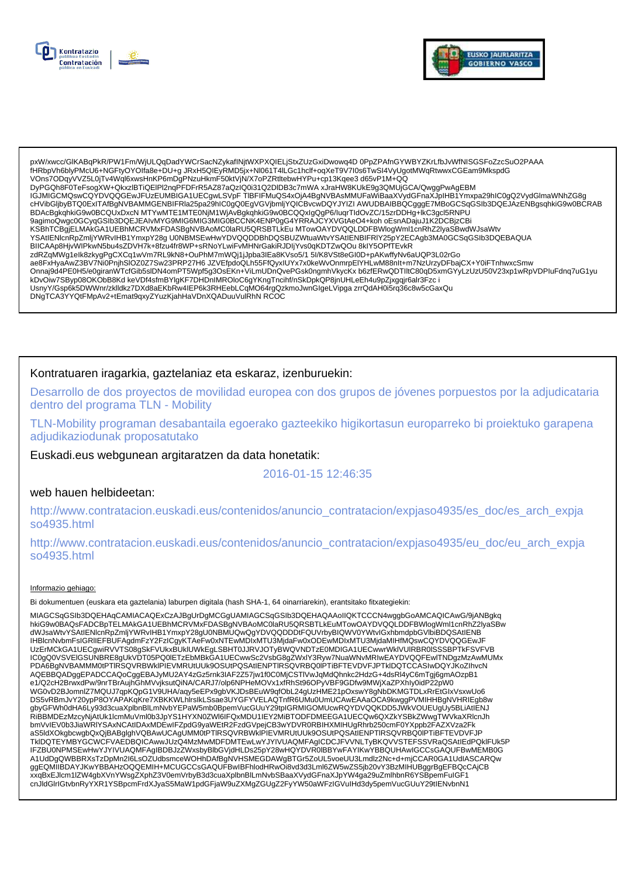pxW/xwcc/GlKABqPkR/PW1Fm/WjULQqDadYWCrSacNZykafINjtWXPXQIELjStxZUzGxiDwowq4D 0PpZPAfnGYWBYZKrLfbJvWfNISGSFoZzcSuO2PAAA
fHRbpVh6blyPMcU6+NGFtyOYOIfa8e+DU+g JRxH5QIEyRMD5jx+Nl061T4lLGc1hclf+oqXeT9V7I0s6TwSI4VyUgotMWqRtwwxCGEam9MkspdG
VOns7ODqyVVZ5L0jTv4Wql6xwsHnKP6mDgPNzuHkmF50ktVjN/X7oPZRtltebwHYPu+cp13Kqee3 d65vP1M+QQ
DyPGQh8F0TeFsogXW+QkxzlBTiQElPl2nqPFDFrR5AZ87aQzIQ0i31Q2DlDB3c7mWA xJraHW8KUkE9g3QMUjGCA/QwggPwAgEBM
IGJMIGCMQswCQYDVQQGEwJFUzEUMBIGA1UECgwLSVpF TlBFIFMuQS4xOjA4BgNVBAsMMUFaWiBaaXVydGFnaXJpIHB1Ymxpa29hIC0gQ2VydGlmaWNhZG8g
cHVibGljbyBTQ0ExITAfBgNVBAMMGENBIFRla25pa29hIC0gQ0EgVGVjbmljYQICBvcwDQYJYIZI AWUDBAIBBQCgggE7MBoGCSqGSIb3DQEJAzENBgsqhkiG9w0BCRAB
BDAcBgkqhkiG9w0BCQUxDxcN MTYwMTE1MTE0NjM1WjAvBgkqhkiG9w0BCQQxIgQgP6/luqrTIdOvZC/15zrDDHg+lkC3gcl5RNPU
9agimoQwgc0GCyqGSIb3DQEJEAIvMYG9MIG6MIG3MIG0BCCNK4ENP0gG4YRRAJCYXVGtAeO4+koh oEsnADajuJ1K2DCBjzCBi
KSBhTCBgjELMAkGA1UEBhMCRVMxFDASBgNVBAoMC0laRU5QRSBTLkEu MTowOAYDVQQLDDFBWlogWml1cnRhZ2lyaSBwdWJsaWtv
YSAtIENlcnRpZmljYWRvIHB1YmxpY28g U0NBMSEwHwYDVQQDDBhDQSBUZWtuaWtvYSAtIENBIFRlY25pY2ECAgb3MA0GCSqGSIb3DQEBAQUA
BIICAAp8HjvWIPkwN5bu4sZDVH7k+8fzu4fr8WP+sRNoYLwiFvMHNrGakiRJDljYvs0qKDTZwQOu 8kIY5OPfTEvkR
zdRZqMWg1elk8zkygPgCXCq1wVm7RL9kN8+OuPhM7wWQj1jJpba3IEa8KVso5/1 5l/K8VSt8eGI0D+pAKwffyNv6aUQP3L02rGo
ae8FxHyaAwZ3BV7Ni0PnjhSlOZ0Z7Sw23PRP27H6 JZVEfpdoQLh55FfQyxIUYx7x0keWvOnmrpElYHLwM88nIt+m7NzUrzyDFbajCX+Y0iFTnhwxcSmw
Onnaj9d4PE0H5/e0giranWTcfGib5slDN4omPT5Wpf5g3OsEKn+ViLmUDnQvePGsk0ngmhVkycKx b6zfERwQDTIltC80qD5xmGYyLzUzU50V23xp1wRpVDPluFdnq7uG1yu
kDvOiw7SByp08OKObB8Kd keVDf4sfmBYlgKF7DHDnlMROloC6gYKngTncihf/nSkDpkQP8jnUHLeEh4u9pZjxgqjr6alr3Fzc i
UsnyY/Gsp6k5DWWnr/zklldkz7DXd8aEKbRw4IEP6k3RHEebLCqMO64rgQzkmoJwnGlgeLVipga zrrQdAH0i5rq36c8w5cGaxQu
DNgTCA3YYQtFMpAv2+tEmat9qxyZYuzKjahHaVDnXQADuuVulRhN RCOC

Kontratuaren iragarkia, gaztelaniaz eta eskaraz, izenburuekin:

Desarrollo de dos proyectos de movilidad europea con dos grupos de jóvenes porpuestos por la adjudicataria dentro del programa TLN - Mobility

TLN-Mobility programan desabantaila egoerako gazteekiko higikortasun europarreko bi proiektuko garapena adjudikaziodunak proposatutako

Euskadi.eus webgunean argitaratzen da data honetatik:

2016-01-15 12:46:35

web hauen helbideetan:

http://www.contratacion.euskadi.eus/contenidos/anuncio_contratacion/expjaso4935/es_doc/es_arch_expjaso4935.html

http://www.contratacion.euskadi.eus/contenidos/anuncio_contratacion/expjaso4935/eu_doc/eu_arch_expjaso4935.html

Informazio gehiago:

Bi dokumentuen (euskara eta gaztelania) laburpen digitala (hash SHA-1, 64 oinarriarekin), erantsitako fitxategiekin:

MIAGCSqGSIb3DQEHAqCAMIACAQExCzAJBgUrDgMCGgUAMIAGCSqGSIb3DQEHAQAAoIIQKTCCCN4wggbGoAMCAQICAwG/9jANBgkq
hkiG9w0BAQsFADCBpTELMAkGA1UEBhMCRVMxFDASBgNVBAoMC0laRU5QRSBTLkEuMTowOAYDVQQLDDFBWlogWml1cnRhZ2lyaSBw
dWJsaWtvYSAtIENlcnRpZmljYWRvIHB1YmxpY28gU0NBMUQwQgYDVQQDDDtFQUVrbyBIQWV0YWtvIGxhbmdpbGVlbiBDQSAtIENB
IHBlcnNvbmFsIGRlIEFBUFAgdmFzY2FzIEgyKTAeFw0xNTEwMDIxMTU3MjdaFw0xODEwMDIxMTU3MjdaMIHfMQswCQYDVQQGEwJF
UzErMCkGA1UECgwiRVVTS08gSkFVUkxBUklUWkEgLSBHT0JJRVJOTyBWQVNDTzE0MDIGA1UECwwrWklVUlRBR0lSSSBPTkFSVFVB
IC0gQ0VSVElGSUNBRE8gUkVDT05PQ0lETzEbMBkGA1UECwwSc2VsbG8gZWxlY3Ryw7NuaWNvMRIwEAYDVQQFEwlTNDgzMzAwMUMx
PDA6BgNVBAMMM0tPTlRSQVRBWklPIEVMRUtUUk9OSUtPQSAtIENPTlRSQVRBQ0lPTiBFTEVDVFJPTklDQTCCASIwDQYJKoZIhvcN
AQEBBQADggEPADCCAQoCggEBAJyMU2AY4zGz5rnk3IAF2Z57jw1f0C0MjCSTIVwJqMdQhnkc2HdzG+4dsRl4yC6mTgj6gmAOzpB1
e1/Q2cH2BrwxdPw/9nrTBrAujhGhMVvjksutQiNA/CARJ7/olp6NPHeMOVx1xfRhSt96OPyVBF9GDfw9MWjXaZPXhly0idP22pW0
WG0vD2BJomnlZ7MQUJ7qpKQpG1V9UHA/aqy5eEPx9gbVKJDsBEuW9qfObL24gUzHME21pOxswY8gNbDKMGTDLxRrEtGIxVsxwUo6
DS5vRBmJvY20ypP8OYAPAKqKre7XBKKWLhlrsIkLSsae3UYGFYVELAQTnfR6UMu0UmUCAwEAAaOCA9kwggPVMIHHBgNVHREEgb8w
gbyGFWh0dHA6Ly93d3cuaXplbnBlLmNvbYEPaW5mb0BpemVucGUuY29tpIGRMIGOMUcwRQYDVQQKDD5JWkVOUEUgUy5BLiAtIENJ
RiBBMDEzMzcyNjAtUk1lcmMuVml0b3JpYS1HYXN0ZWl6IFQxMDU1IEY2MiBTODFDMEEGA1UECQw6QXZkYSBkZWwgTWVkaXRlcnJh
bmVvIEV0b3JiaWRlYSAxNCAtIDAxMDEwIFZpdG9yaWEtR2FzdGVpejCB3wYDVR0RBIHXMIHUgRhrb250cmF0YXppb2FAZXVza2Fk
aS5ldXOkgbcwgbQxQjBABglghVQBAwUCAgUMM0tPTlRSQVRBWklPIEVMRUtUUk9OSUtPQSAtIENPTlRSQVRBQ0lPTiBFTEVDVFJP
TklDQTEYMBYGCWCFVAEDBQICAwwJUzQ4MzMwMDFDMTEwLwYJYIVUAQMFAgICDCJFVVNLTyBKQVVSTEFSSVRaQSAtIEdPQklFUk5P
IFZBU0NPMSEwHwYJYIVUAQMFAgIBDBJzZWxsbyBlbGVjdHLDs25pY28wHQYDVR0lBBYwFAYIKwYBBQUHAwIGCCsGAQUFBwMEMB0G
A1UdDgQWBBRXsTzDpMn2I6LsOZUdbsmceWOHhDAfBgNVHSMEGDAWgBTGr5ZoUL5voeUU3Lmdlz2Nc+d+mjCCAR0GA1UdIASCARQw
ggEQMIIBDAYJKwYBBAHzOQQEMIH+MCUGCCsGAQUFBwIBFhlodHRwOi8vd3d3Lml6ZW5wZS5jb20vY3BzMIHUBggrBgEFBQcCAjCB
xxqBxEJlcm1lZW4gbXVnYWsgZXphZ3V0emVrbyB3d3cuaXplbnBlLmNvbSBaaXVydGFnaXJpYW4ga29uZmlhbnR6YSBpemFuIGF1
cnJldGlrIGtvbnRyYXR1YSBpcmFrdXJyaS5MaW1pdGFjaW9uZXMgZGUgZ2FyYW50aWFzIGVuIHd3dy5pemVucGUuY29tIENvbnN1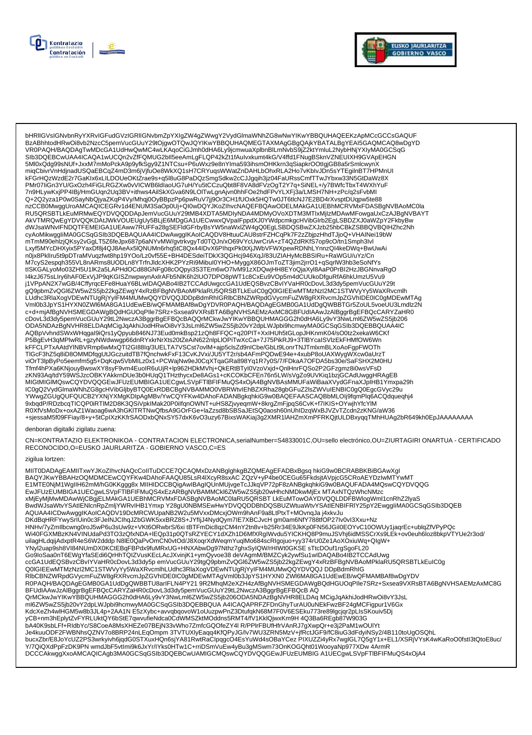bHRlIGVsIGNvbnRyYXRvIGFudGVzIGRlIGNvbmZpYXIgZW4gZWwgY2VydGlmaWNhZG8wNwYIKwYBBQUHAQEEKzApMCcGCCsGAQUF
BzABhhtodHRwOi8vb2NzcC5pemVucGUuY29tOjgwOTQwJQYIKwYBBQUHAQMEGTAXMAgGBgQAjkYBATALBgYEAI5GAQMCAQ8wDgYD
VR0PAQH/BAQDAgTwMDcGA1UdHwQwMC4wLKAqoCiGJmh0dHA6Ly9jcmwuaXplbnBlLmNvbS9jZ2ktYmluL2NybHNjYXIyMA0GCSqG
SIb3DQEBCwUAA4ICAQA1wUCQn2vZfFQMUG2bIl5eeAmLgFLQP42kZt1fAuIvxkumt4kG/V4ffd1FNugBSknVZNEUIXH9GVApEHGN
5MI0xQdg99sNUf+JxxM7mMoPckA9p9yfkSgy9Z1NTCsu+P6uWxz9e8nYIma593ihsmOHKkrn3qSiapkrOOtIgjGB8a5rSmlcwynX
miqCbivrVnHdjnadUSQaEBCqZ4mD3m6jVjfuOe8WkXQ1sH7CRYuqsWWatZnDAHLbOhxRLA2Ho7vKblvJDn5sYTEgilnBT7HPMnUI
kFGrHQzWzdE2r7GaKlx6xLILDOUeOKtZrae9s+q5l8uG8PaDQzSmgSdkw2cCJJgqih3jz04FaURssCmfTTwJYbxw33N5GtDaWz8X
PMr07IiGn3YU/GxOzh4FiGLRGZXw0vVICWB6ldlaoUG7uH/Yu5tCCzuQbt8F8VA8dFVzOgT2Y7q+SiNEL+/y7BWfcTbxT4WXhYuF
7n9HLywKxjPP4IBj/HmGUqn2Uq3BV+ithws4AilSkXGva6N9LOlTwLgnAjvn0hhFOe2hdFPvYLXFj3a/LMSH7NH+zPc/q2sFvbMl
Q+2Q2yza1P0w0SayNbQjyaZKqP4Vy/Mhqj0OyBBpzPp6pwRuV7jj9Or3CH1fUOxk5HQTw0JT6tlcNJ7E2BD4rXvsptDUqpw5te88
nzCCB0MwggUroAMCAQICEGRv1d4ENUM3SaOp0Uj+QI0wDQYJKoZIhvcNAQEFBQAwODELMAkGA1UEBhMCRVMxFDASBgNVBAoMC0la
RU5QRSBTLkEuMRMwEQYDVQQDDApJemVucGUuY29tMB4XDTA5MDIyNDA4MDMyOVoXDTM3MTIxMjIzMDAwMFowgaUxCzAJBgNVBAYT
AkVTMRQwEgYDVQQKDAtJWkVOUEUgUy5BLjE6MDgGA1UECwwxQVpaIFppdXJ0YWdpcmkgcHVibGlrb2EgLSBDZXJ0aWZpY2FkbyBw
dWJsaWNvIFNDQTFEMEIGA1UEAww7RUFFa28gSEFldGFrbyBsYW5naWxlZW4gQ0EgLSBDQSBwZXJzb25hbCBkZSBBQVBQIHZhc2Nh
cyAoMikwggIiMA0GCSqGSIb3DQEBAQUAA4ICDwAwggIKAoICAQDV9EHtuuCAU8strFZHCqPk7F2zZbjpzHhdTJjoQ+VHAINei19bW
mTmM90ehlzjQKsy2vGgLT5Z6feJpx687p6aNYvMW/gvtrkvgyTd0TQJn/xO69VYcUwrCriA+zT4QZdRKfS7op9cO/tn1Smph3lvl
Lxyf5MYcDHXyix5PYaxDf8j4QJ8AeAx5lQNUMn6rhq5tC8Qx44IDvX6PIhqxPk0tXjJWbVFWXpewRDNhLYnnzQl4keDWq+BwUwAi
n0jx8PklIru5t9pDTraMVuqzfwt8hp19YOo/Lz0vf55E+BH4DESdeiTDkX3QGHcj946XqJ/83UZIAHyMcBBSIRu+RaWGU/uYz/Cn
M7cyS2espqh355VL8nARms8UODLn8YTrfnJldcXHK2PYzRi9MibuI0YHO+MyggX86OJmToZT3jim2jrrO1+qSqrlW3hb3eSoNfYs
tISKGALyoMo03ZH5U1lK2a5LAPHdOCd88GNFg08cOQpyi3S3TEm6wO7lvM91zXDQwjHH8EYoQjaXyl8AaP0PrBI2HzJBGNnvaRgO
I4kzJ675sLIry6hAF0ExVjJP9qKGISZnwpwynAxlrAFb5NlK6h2IUO7DPO8pWT1c8CxEu9VOp5m4dCUUkoDfguRfA6hkUmzU5Vu9
j1VPpAN2X7wGB/4CffyrqcEFe8HuaY6BLwIDAQABo4IB2TCCAdUwgccGA1UdEQSBvzCBvIYVaHR0cDovL3d3dy5pemVucGUuY29t
gQ9pbmZvQGl6ZW5wZS5jb22kgZEwgY4xRzBFBgNVBAoMPklaRU5QRSBTLkEuIC0gQ0lGIEEwMTMzNzI2MC1STWVyYy5WaXRvcmlh
LUdhc3RlaXogVDEwNTUgRjYyIFM4MUMwQQYDVQQJDDpBdmRhIGRlbCBNZWRpdGVycmFuZW8gRXRvcmJpZGVhIDE0IC0gMDEwMTAg
Vml0b3JpYS1HYXN0ZWl6MA8GA1UdEwEB/wQFMAMBAf8wDgYDVR0PAQH/BAQDAgEGMB0GA1UdDgQWBBTGr5ZoUL5voeUU3Lmdlz2N
c+d+mjAfBgNVHSMEGDAWgBQdHGUOqPlle7SRz+Sxsea9VXRsBTA6BgNVHSAEMzAxMC8GBFUdIAAwJzAlBggrBgEFBQcCARYZaHR0
cDovL3d3dy5pemVucGUuY29tL2NwczA3BggrBgEFBQcBAQQrMCkwJwYIKwYBBQUHMAGGG2h0dHA6Ly9vY3NwLml6ZW5wZS5jb206
ODA5NDAzBgNVHR8ELDAqMCigJqAkhiJodHRwOi8vY3JsLml6ZW5wZS5jb20vY2dpLWJpbi9hcmwyMA0GCSqGSIb3DQEBBQUAA4IC
AQBpVvhndSWxWHqgaI9iQrs1yQpyub846NJ73Eud0mkBsp21zQh8FFQC+q20PIT+XxIHUh5tGLopJHKnmK04/sO0tz2xekaW6CKf
P5BgEvH3qMPlwRL+gzyNWdwwgp66dnRYxkrNrXts20tZeAiN622nlpLIOPiTwXcCa+7J75PikRJ9+3TlBYcaISVlzEkFHMfOW6Wn
kFFCLPTxAAtdYlNBVRmp6wMxQTI2GI88lq/3UELTA7VSCst7ovlM+ajp5clsZd9nICbe/GbLt9LonrTNJTmlxmBLXoAoFgpFWOTh
TlGcF3hZ5q8iD8OMMDfqgUtJGczuitdTB7fQnchwkFxF13CvKJVxi/JU5YT2r/sb4AFmPQDwE94e+4xubP8oUAXWygWXcw0aUrzT
viOrT3lpByPo5eemfm5g5+DqKqw5VbMILz0x1+PCWajNw9eJ0CqXTqaGRa898Yq1R7y0S/7/FDkaA7OFDA5bs30e/SaFSHX2M0HU
Tfmf4hPXa6KNjouyBwswXY8syF9vm4EuoIR6uUjR+lp962HDkMVhj+QkERtBTyl0VzoVxjd+QnlHnrFQSo2P2GFzgmz8i0wsVFsD
zKN93Aq/tdY59WSJzcOBKYAkkrnDUe3b0HUqQ1THzthycxDe8AGs1+cKCOKbCFEn76n5LW/sVgZo9UVKiq1bzjGCAdUwggHRAgEB
MIGtMIGlMQswCQYDVQQGEwJFUzEUMBIGA1UECgwLSVpFTlBFIFMuQS4xOjA4BgNVBAsMMUFaWiBaaXVydGFnaXJpIHB1Ymxpa29h
IC0gQ2VydGlmaWNhZG8gcHVibGljbyBTQ0ExRDBCBgNVBAMMO0VBRWtvIEhBZXRha28gbGFuZ2lsZWVuIENBIC0gQ0EgcGVyc29u
YWwgZGUgQUFQUCB2YXNjYXMgKDIpAgMBv/YwCQYFKw4DAhoFADANBgkqhkiG9w0BAQEFAASCAQBbMLOIj9fqmPlq6ACQdqueqhj4
9xbqdP/RDzbcqTICQP0iRTIM2D8K3QSiVpkIMak20P0ilfqnOWNT+uHS8ZjvyeqmW+8krgZmFjpqS6CvK+f7IKIS+OYwjhYfcYIM
R0XfVsMoDx+oxAZ1Waoag6wA3hGKlTRTNwQfbsA9GOrFGe+laZzsd8bSBSaJEtSQ0aosh60nUhIDzqWxBJVZvTZcdn2zKNG/aW36
+sjessaM5f09FFiay/8+y+5tCpIXzKKfrSAODxbQNxSY57dxK6vO3uzy67BixsWAKiaj3g2XMR1lAHZmXmPFRKQjtULDBxyqqTMhHUAg2bR649kh0EpJAAAAAAAA

denboran digitalki zigilatu zuena:

CN=KONTRATAZIO ELEKTRONIKOA - CONTRATACION ELECTRONICA,serialNumber=S4833001C,OU=sello electrónico,OU=ZIURTAGIRI ONARTUA - CERTIFICADO RECONOCIDO,O=EUSKO JAURLARITZA - GOBIERNO VASCO,C=ES

zigilua lortzen:

MIIT0DADAgEAMIITxwYJKoZIhvcNAQcCoIITuDCCE7QCAQMxDzANBglghkgBZQMEAgEFADBxBgsq hkiG9w0BCRABBKBiBGAwXgI
BAQYJKwYBBAHzOQMDMCEwCQYFKw4DAhoFAAQU85LsR4lXcyR8sxAC ZQzV+yP4be0CEGu65FkdsjtAVpjcG5CRoAEYDzIwMTYwMT
E1MTE0NjM1WgIIH62mM/hG0KKggg8x MIIHDCCBQigAwIBAgIQUnMUjvgeTcJJkqVP72pF8zANBgkqhkiG9w0BAQUFADA4MQswCQYDVQQG
EwJFUzEUMBIGA1UECgwLSVpFTlBFIFMuQS4xEzARBgNVBAMMCkl6ZW5wZS5jb20wHhcNMDkwMjEx MTAxNTQzWhcNMzc
xMjEyMjMwMDAwWjCBgjELMAkGA1UEBhMCRVMxFDASBgNVBAoMC0laRU5QRSBT LkEuMTowOAYDVQQLDDFBWlogWml1cnRhZ2lyaS
BwdWJsaWtvYSAtIENlcnRpZmljYWRvIHB1Ymxp Y28gU0NBMSEwHwYDVQQDDBhDQSBUZWtuaWtvYSAtIENBIFRIY25pY2EwggIiMA0GCSqGSIb3DQEB
AQUAA4ICDwAwggIKAoICAQDV19DcMRCWUpaNB2W2u5MVxxDMcxjOWm9hAnF9a8LtPtxT+MOvnqJa j4xkvJu
DKdBqHRFYwySrlUin0c3FJeINJClhqJZbGWK5xxBRZ8S+JYfljJ4NydQym7IE7XBCJvcH gm0am6NfY788tfOP27lv0vI3Xxu+Nz
HNHv/7yZmllbcwng0roJ5wP6u3sUw9z+VKt6ORwbrS/6xi tBTFmDic8qzCM4nY2tn8v+b25Rr34E9JkKp0FN56JGil0EOYvC10OWUy1jaqrEc+ublqZfVPyPQc
Wi40FGXMBzKN4VINUdaPd3TO3zQfxNDA+lEQp31p0QTsRZYECY1dXZh1D6MfXRgIWvdu5YICKHQ8P9muJSVhj6idMSSCrXs9LEk+ov0euh6loz8bkpVTYUe2r3od/
uilagHLdqijAdxptR4eS6W2dddp N8lE0QaPvOmCN0vtOd/J8XoqrXdWeqmYuqlMo684scRIgojuo+yy374rU0Ze1AoXOxiuWq+QIgW+
YNyl2uap9sh8Vl84NUmDX0KCtEBqFBPdx9fuMRxUG+HNXAbwDg97Nthz7ghxSylQW/rHIWt0GKSE sTtcDOuf1rgSgoFL20
Go9IoSaa0nT6EWgYfaSEdi6QrHhTQlZVusKEcLAcJXvinjK1+ymQyvoe38 deVAgmM/BMZCyk2ywfSu1wIDAQABo4IB2TCCAdUwg
ccGA1UdEQSBvzCBvIYVaHR0cDovL3d3dy5p emVucGUuY29tgQ9pbmZvQGl6ZW5wZS5jb22kgZEwgY4xRzBFBgNVBAoMPklaRU5QRSBTLkEuIC0g
Q0lGIEEwMTMzNzI2MC1STWVyYy5WaXRvcmlhLUdhc3RlaXogVDEwNTUgRjYyIFM4MUMwQQYDVQQJ DDpBdmRhIG
RlbCBNZWRpdGVycmFuZW8gRXRvcmJpZGVhIDE0IC0gMDEwMTAgVml0b3JpYS1HYXN0 ZWl6MA8GA1UdEwEB/wQFMAMBAf8wDgYDV
R0PAQH/BAQDAgEGMB0GA1UdDgQWBBTU8arIFLN4PY21 9R2MhqM2eXZH4zAfBgNVHSMEGDAWgBQdHGUOqPlle7SRz+Sxsea9VXRsBTA6BgNVHSAEMzAxMC8G
BFUdIAAwJzAlBggrBgEFBQcCARYZaHR0cDovL3d3dy5pemVucGUuY29tL2NwczA3BggrBgEFBQcB AQ
QrMCkwJwYIKwYBBQUHMAGGG2h0dHA6Ly9vY3NwLml6ZW5wZS5jb206ODA5NDAzBgNVHR8ELDAq MCigJqAkhiJodHRwOi8vY3JsL
ml6ZW5wZS5jb20vY2dpLWJpbi9hcmwyMA0GCSqGSIb3DQEBBQUA A4ICAQAPRFZFDnGhyTurAU0uNEkFwzBF24gMCFigpur1V6Gx
KdcXeZh4wlHGM5w8b3JL4p+2AA1N E5zXybc+avvqbqovoW1oUuzpwPnZ3DtufqkN68M7F0V6ESEku773re89lgcjqr2pLlsSKouiv5Dj
yCB+nm3hEplytZvFYRLUktQY6bStE7qwvufieNdca0CdWMSZktMOddns5RMT4/fV1KklQjwxKm9H 4Q3Ba6REgb87W903G
bA40K9sbLFf+RldbYc/S8CoeA8MsXHEZe07BEjN33vWho7ZmfcGQOfeZY4l R/PPlrFBUfHfrVAnRJ7gXwpQr+e3j2PaM1wOUlYt
Je4kuuODF2FWBNhsQZNV7o8BRP24nLEqOmpm 3TVTUXlyEauq4KfQPyJG/lv7WU3ZRN5MzV+jfRctJGF9/fC8iuG3dFdyiNSy2/4B110toUgOSQhL
bucxZbr/E8JoYcUZ2PS3wrkyivh6jqdG0STXuxHQn6sjYA81RwtRaClpqgcO4EsYuWd4sOBaYCez PIXUZZi4yRx7wglGL7Q5gY1x+EL1/XSRjVYsK4wKaRoO0fstI3tQtoE8uc/
Y/7QiQXdPpFzDK9PN wmdJbF5vtlmi9k6JxYr/IYks0HTw1C+rriDSmVuEw4yBu3gMSwm73OnKOGQht01WooyaNp977XDw 4ArmR
DCCCAkwggXxoAMCAQICAgb3MA0GCSqGSIb3DQEBCwUAMIGCMQswCQYDVQQGEwJFUzEUMBIG A1UECgwLSVpFTlBFIFMuQS4xOjA4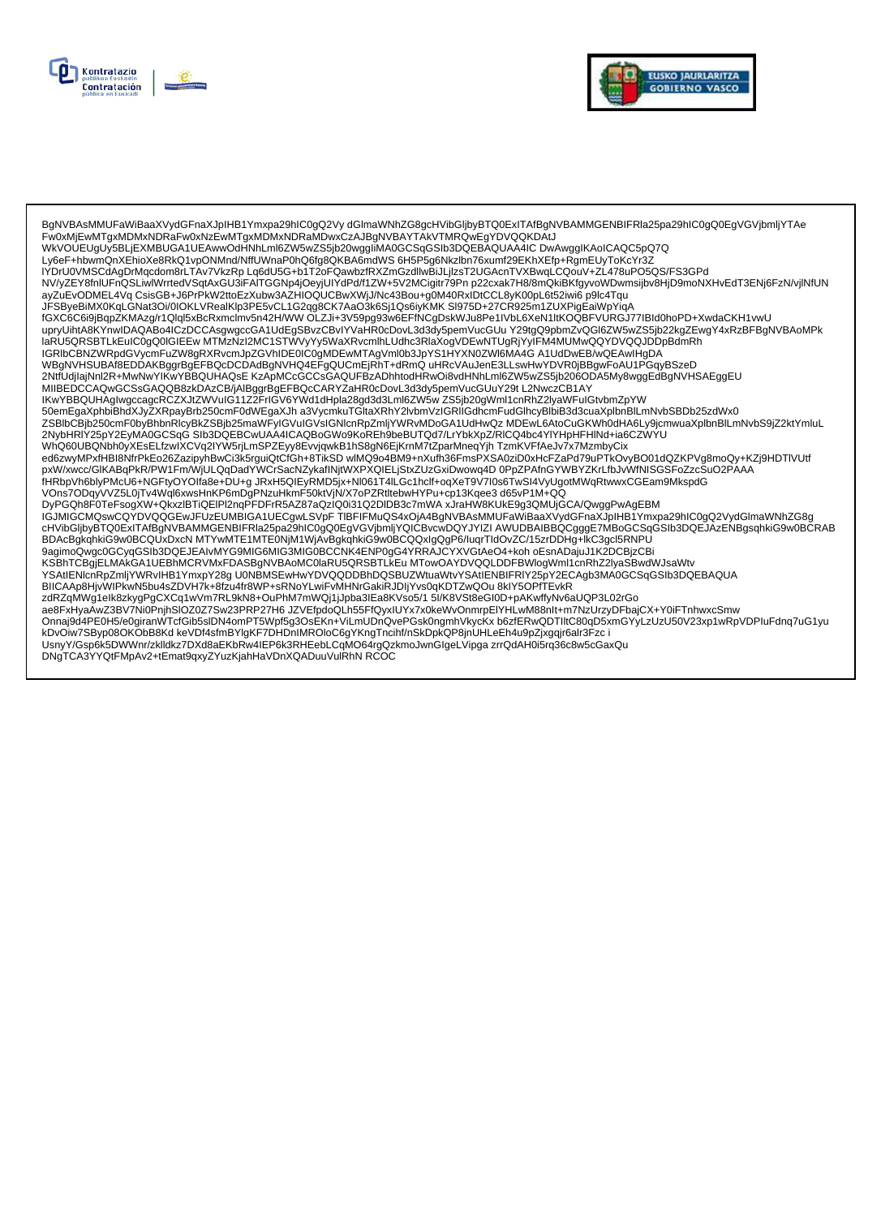BgNVBAsMMUFaWiBaaXVydGFnaXJpIHB1Ymxpa29hIC0gQ2Vy dGlmaWNhZG8gcHVibGljbyBTQ0ExITAfBgNVBAMMGENBIFRla25pa29hIC0gQ0EgVGVjbmljYTAe
Fw0xMjEwMTgxMDMxNDRaFw0xNzEwMTgxMDMxNDRaMDwxCzAJBgNVBAYTAkVTMRQwEgYDVQQKDAtJ
WkVOUEUgUy5BLjEXMBUGA1UEAwwOdHNhLml6ZW5wZS5jb20wggIiMA0GCSqGSIb3DQEBAQUAA4IC DwAwggIKAoICAQC5pQ7Q
Ly6eF+hbwmQnXEhioXe8RkQ1vpONMnd/NffUWnaP0hQ6fg8QKBA6mdWS 6H5P5g6Nkzlbn76xumf29EKhXEfp+RgmEUyToKcYr3Z
lYDrU0VMSCdAgDrMqcdom8rLTAv7VkzRp Lq6dU5G+b1T2oFQawbzfRXZmGzdllwBiJLjlzsT2UGAcnTVXBwqLCQouV+ZL478uPO5QS/FS3GPd
NV/yZEY8fnlUFnQSLiwlWrrtedVSqtAxGU3iFAlTGGNp4jOeyjUIYdPd/f1ZW+5V2MCigitr79Pn p22cxak7H8/8mQkiBKfgyvoWDwmsijbv8HjD9moNXHvEdT3ENj6FzN/vjlNfUN
ayZuEvODMEL4Vq CsisGB+J6PrPkW2ttoEzXubw3AZHIOQUCBwXWjJ/Nc43Bou+g0M40RxlDtCCL8yK00pL6t52iwi6 p9lc4Tqu
JFSByeBiMX0KqLGNat3Oi/0IOKLVRealKlp3PE5vCL1G2qg8CK7AaO3k6Sj1Qs6iyKMK Sl975D+27CR925m1ZUXPigEaiWpYiqA
fGXC6C6i9jBqpZKMAzg/r1Qlql5xBcRxmclmv5n42H/WW OLZJi+3V59pg93w6EFfNCgDskWJu8Pe1lVbL6XeN1ltKOQBFVURGJ77IBId0hoPD+XwdaCKH1vwU
upryUihtA8KYnwlDAQABo4ICzDCCAsgwgccGA1UdEgSBvzCBvIYVaHR0cDovL3d3dy5pemVucGUu Y29tgQ9pbmZvQGl6ZW5wZS5jb22kgZEwgY4xRzBFBgNVBAoMPk
laRU5QRSBTLkEuIC0gQ0lGIEEw MTMzNzI2MC1STWVyYy5WaXRvcmlhLUdhc3RlaXogVDEwNTUgRjYyIFM4MUMwQQYDVQQJDDpBdmRh
IGRlbCBNZWRpdGVycmFuZW8gRXRvcmJpZGVhIDE0IC0gMDEwMTAgVml0b3JpYS1HYXN0ZWl6MA4G A1UdDwEB/wQEAwIHgDA
WBgNVHSUBAf8EDDAKBggrBgEFBQcDCDAdBgNVHQ4EFgQUCmEjRhT+dRmQ uHRcVAuJenE3LLswHwYDVR0jBBgwFoAU1PGqyBSzeD
2NtfUdjlajNnl2R+MwNwYIKwYBBQUHAQsE KzApMCcGCCsGAQUFBzADhhtodHRwOi8vdHNhLml6ZW5wZS5jb206ODA5My8wggEdBgNVHSAEggEU
MIIBEDCCAQwGCSsGAQQB8zkDAzCB/jAlBggrBgEFBQcCARYZaHR0cDovL3d3dy5pemVucGUuY29t L2NwczCB1AY
IKwYBBQUHAgIwgccagcRCZXJtZWVuIG11Z2FrIGV6YWd1dHpla28gd3d3Lml6ZW5w ZS5jb20gWml1cnRhZ2lyaWFuIGtvbmZpYW
50emEgaXphbiBhdXJyZXRpayBrb250cmF0dWEgaXJh a3VycmkuTGltaXRhY2lvbmVzIGRlIGdhcmFudGlhcyBlbiB3d3cuaXplbnBlLmNvbSBDb25zdWx0
ZSBlbCBjb250cmF0byBhbnRlcyBkZSBjb25maWFyIGVuIGVsIGNlcnRpZmljYWRvMDoGA1UdHwQz MDEwL6AtoCuGKWh0dHA6Ly9jcmwuaXplbnBlLmNvbS9jZ2ktYmluL
2NybHRlY25pY2EyMA0GCSqG SIb3DQEBCwUAA4ICAQBoGWo9KoREh9beBUTQd7/LrYbkXpZ/RlCQ4bc4YlYHpHFHlNd+ia6CZWYU
WhQ60UBQNbh0yXEsELfzwIXCVq2IYW5rjLmSPZEyy8EvvjqwkB1hS8gN6EjKrnM7tZparMneqYjh TzmKVFfAeJv7x7MzmbyCix
ed6zwyMPxfHBI8NfrPkEo26ZazipyhBwCi3k5rguiQtCfGh+8TikSD wlMQ9o4BM9+nXufh36FmsPXSA0ziD0xHcFZaPd79uPTkOvyBO01dQZKPVg8moQy+KZj9HDTlVUtf
pxW/xwcc/GlKABqPkR/PW1Fm/WjULQqDadYWCrSacNZykafINjtWXPXQIELjStxZUzGxiDwowq4D 0PpZPAfnGYWBYZKrLfbJvWfNISGSFoZzcSuO2PAAA
fHRbpVh6blyPMcU6+NGFtyOYOlfa8e+DU+g JRxH5QIEyRMD5jx+Nl061T4lLGc1hclf+oqXeT9V7I0s6TwSI4VyUgotMWqRtwwxCGEam9Mkspd G
VOns7ODqyVVZ5L0jTv4Wql6xwsHnKP6mDgPNzuHkmF50ktVjN/X7oPZRtltebwHYPu+cp13Kqee3 d65vP1M+QQ
DyPGQh8F0TeFsogXW+QkxzlBTiQElPl2nqPFDFrR5AZ87aQzIQ0i31Q2DlDB3c7mWA xJraHW8KUkE9g3QMUjGCA/QwggPwAgEBM
IGJMIGCMQswCQYDVQQGEwJFUzEUMBIGA1UECgwLSVpF TlBFIFMuQS4xOjA4BgNVBAsMMUFaWiBaaXVydGFnaXJpIHB1Ymxpa29hIC0gQ2VydGlmaWNhZG8g
cHVibGljbyBTQ0ExITAfBgNVBAMMGENBIFRla25pa29hIC0gQ0EgVGVjbmljYQICBvcwDQYJYIZI AWUDBAIBBQCgggE7MBoGCSqGSIb3DQEJAzENBgsqhkiG9w0BCRAB
BDAcBgkqhkiG9w0BCQUxDxcN MTYwMTE1MTE0NjM1WjAvBgkqhkiG9w0BCQQxIgQgP6/luqrTldOvZC/15zrDDHg+lkC3gcl5RNPU
9agimoQwgc0GCyqGSIb3DQEJEAlvMYG9MIG6MIG3MIG0BCCNK4ENP0gG4YRRAJCYXVGtAeO4+koh oEsnADajuJ1K2DCBjzCBi
KSBhTCBgjELMAkGA1UEBhMCRVMxFDASBgNVBAoMC0laRU5QRSBTLkEu MTowOAYDVQQLDDFBWlogWml1cnRhZ2lyaSBwdWJsaWtv
YSAtIENlcnRpZmljYWRvIHB1YmxpY28g U0NBMSEwHwYDVQQDDBhDQSBUZWtuaWtvYSAtIENBIFRlY25pY2ECAgb3MA0GCSqGSIb3DQEBAQUA
BIICAAp8HjvWIPkwN5bu4sZDVH7k+8fzu4fr8WP+sRNoYLwiFvMHNrGakiRJDIjYvs0qKDTZwQOu 8klY5OPfTEvkR
zdRZqMWg1eIk8zkygPgCXCq1wVm7RL9kN8+OuPhM7mWQj1jJpba3IEa8KVso5/1 5I/K8VSt8eGI0D+pAKwffyNv6aUQP3L02rGo
ae8FxHyaAwZ3BV7Ni0PnjhSlOZ0Z7Sw23PRP27H6 JZVEfpdoQLh55FfQyxIUYx7x0keWvOnmrpElYHLwM88nlt+m7NzUrzyDFbajCX+Y0iFTnhwxcSmw
Onnaj9d4PE0H5/e0giranWTcfGib5slDN4omPT5Wpf5g3OsEKn+ViLmUDnQvePGsk0ngmhVkycKx b6zfERwQDTlltC80qD5xmGYyLzUzU50V23xp1wRpVDPluFdnq7uG1yu
kDvOiw7SByp08OKObB8Kd keVDf4sfmBYlgKF7DHDnIMROloC6gYKngTncihf/nSkDpkQP8jnUHLeEh4u9pZjxgqjr6alr3Fzc i
UsnyY/Gsp6k5DWWnr/zklldkz7DXd8aEKbRw4IEP6k3RHEebLCqMO64rgQzkmoJwnGIgeLVipga zrrQdAH0i5rq36c8w5cGaxQu
DNgTCA3YYQtFMpAv2+tEmat9qxyZYuzKjahHaVDnXQADuuVulRhN RCOC